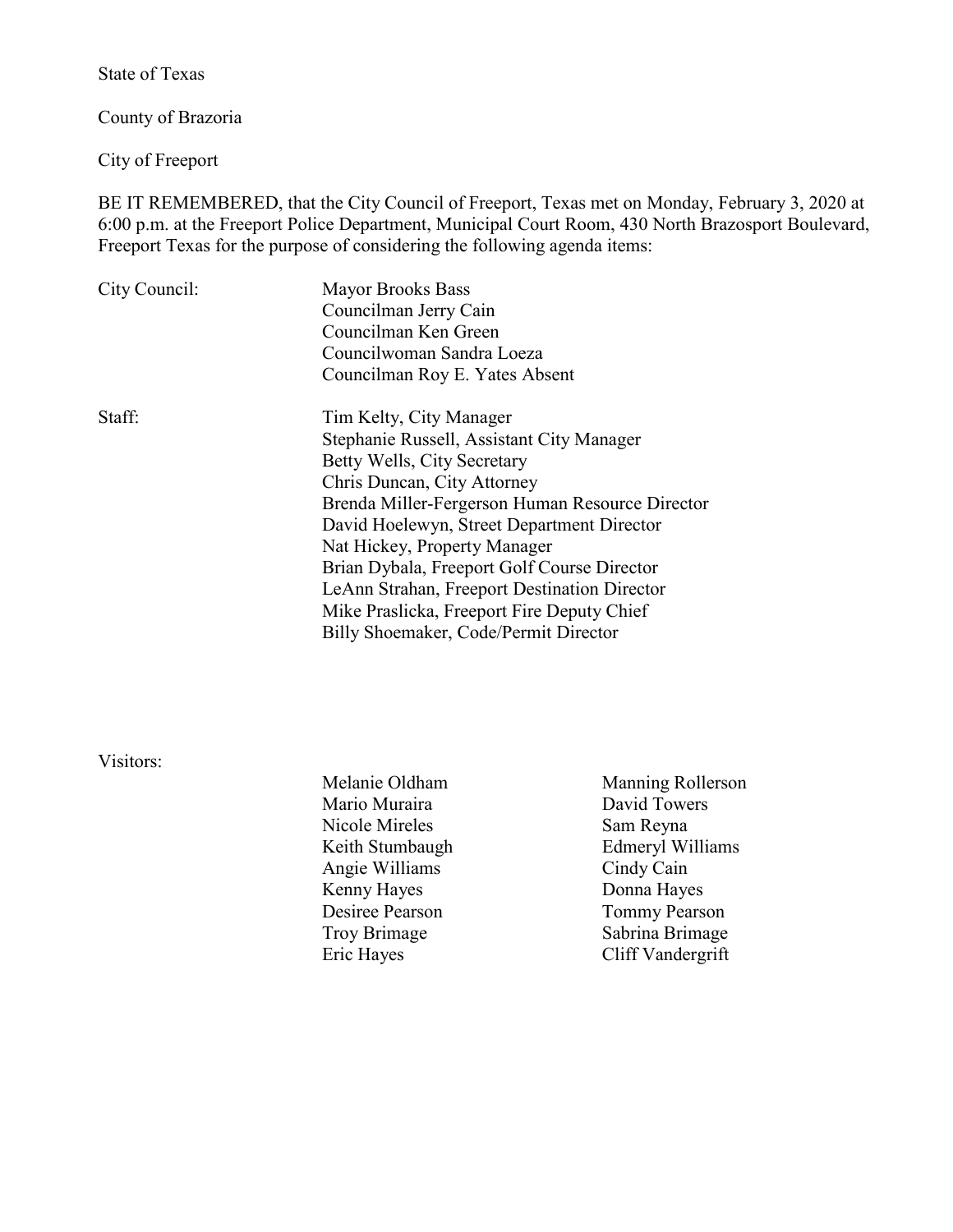State of Texas

County of Brazoria

City of Freeport

BE IT REMEMBERED, that the City Council of Freeport, Texas met on Monday, February 3, 2020 at 6:00 p.m. at the Freeport Police Department, Municipal Court Room, 430 North Brazosport Boulevard, Freeport Texas for the purpose of considering the following agenda items:

City Council:

Mayor Brooks Bass
Councilman Jerry Cain
Councilman Ken Green
Councilwoman Sandra Loeza
Councilman Roy E. Yates Absent

Staff:

Tim Kelty, City Manager
Stephanie Russell, Assistant City Manager
Betty Wells, City Secretary
Chris Duncan, City Attorney
Brenda Miller-Fergerson Human Resource Director
David Hoelewyn, Street Department Director
Nat Hickey, Property Manager
Brian Dybala, Freeport Golf Course Director
LeAnn Strahan, Freeport Destination Director
Mike Praslicka, Freeport Fire Deputy Chief
Billy Shoemaker, Code/Permit Director

Visitors:

| | |
|---|---|
| Melanie Oldham | Manning Rollerson |
| Mario Muraira | David Towers |
| Nicole Mireles | Sam Reyna |
| Keith Stumbaugh | Edmeryl Williams |
| Angie Williams | Cindy Cain |
| Kenny Hayes | Donna Hayes |
| Desiree Pearson | Tommy Pearson |
| Troy Brimage | Sabrina Brimage |
| Eric Hayes | Cliff Vandergrift |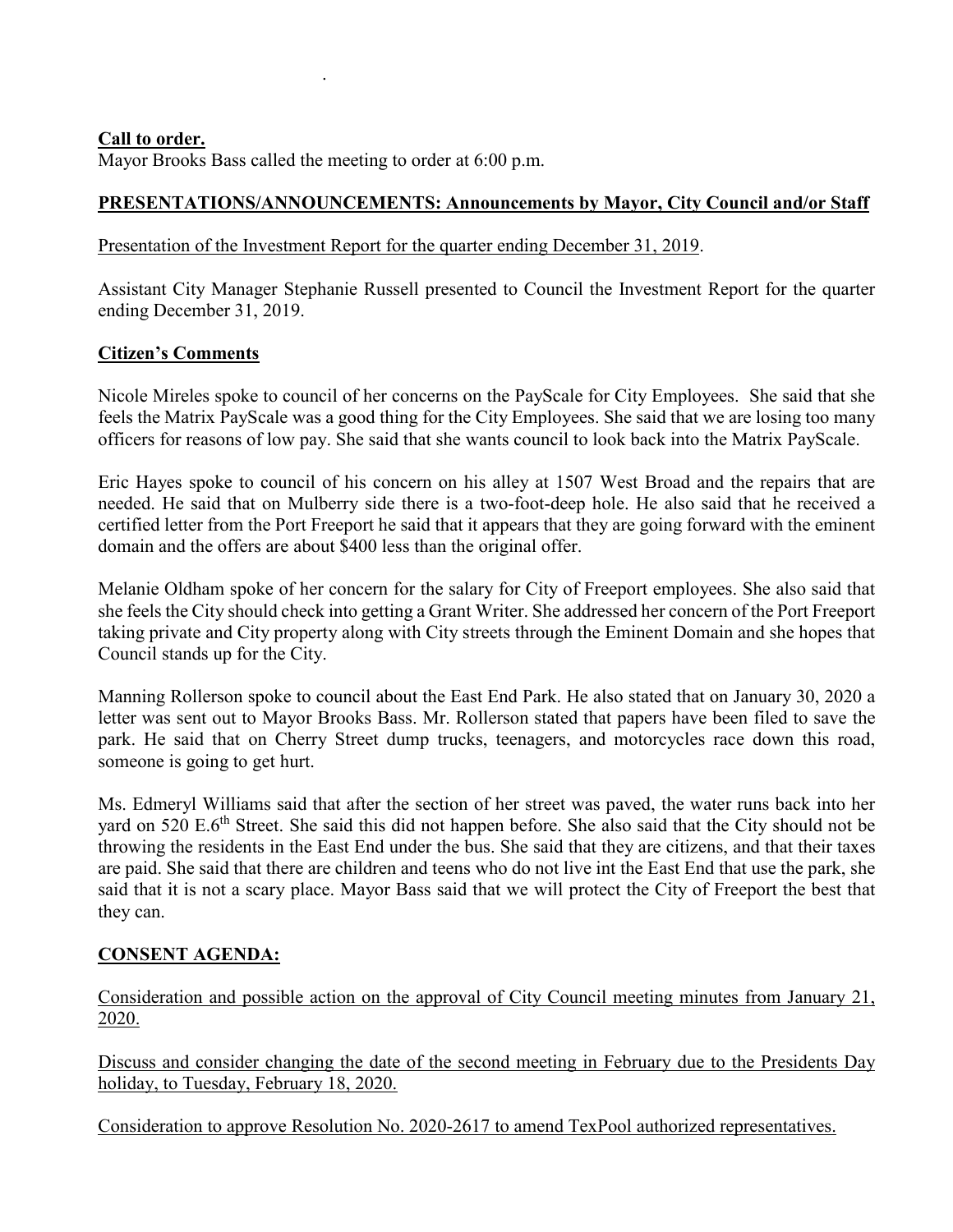**Call to order.**

Mayor Brooks Bass called the meeting to order at 6:00 p.m.

**PRESENTATIONS/ANNOUNCEMENTS: Announcements by Mayor, City Council and/or Staff**

Presentation of the Investment Report for the quarter ending December 31, 2019.

Assistant City Manager Stephanie Russell presented to Council the Investment Report for the quarter ending December 31, 2019.

**Citizen's Comments**

Nicole Mireles spoke to council of her concerns on the PayScale for City Employees. She said that she feels the Matrix PayScale was a good thing for the City Employees. She said that we are losing too many officers for reasons of low pay. She said that she wants council to look back into the Matrix PayScale.

Eric Hayes spoke to council of his concern on his alley at 1507 West Broad and the repairs that are needed. He said that on Mulberry side there is a two-foot-deep hole. He also said that he received a certified letter from the Port Freeport he said that it appears that they are going forward with the eminent domain and the offers are about $400 less than the original offer.

Melanie Oldham spoke of her concern for the salary for City of Freeport employees. She also said that she feels the City should check into getting a Grant Writer. She addressed her concern of the Port Freeport taking private and City property along with City streets through the Eminent Domain and she hopes that Council stands up for the City.

Manning Rollerson spoke to council about the East End Park. He also stated that on January 30, 2020 a letter was sent out to Mayor Brooks Bass. Mr. Rollerson stated that papers have been filed to save the park. He said that on Cherry Street dump trucks, teenagers, and motorcycles race down this road, someone is going to get hurt.

Ms. Edmeryl Williams said that after the section of her street was paved, the water runs back into her yard on 520 E.6th Street. She said this did not happen before. She also said that the City should not be throwing the residents in the East End under the bus. She said that they are citizens, and that their taxes are paid. She said that there are children and teens who do not live int the East End that use the park, she said that it is not a scary place. Mayor Bass said that we will protect the City of Freeport the best that they can.

**CONSENT AGENDA:**

Consideration and possible action on the approval of City Council meeting minutes from January 21, 2020.

Discuss and consider changing the date of the second meeting in February due to the Presidents Day holiday, to Tuesday, February 18, 2020.

Consideration to approve Resolution No. 2020-2617 to amend TexPool authorized representatives.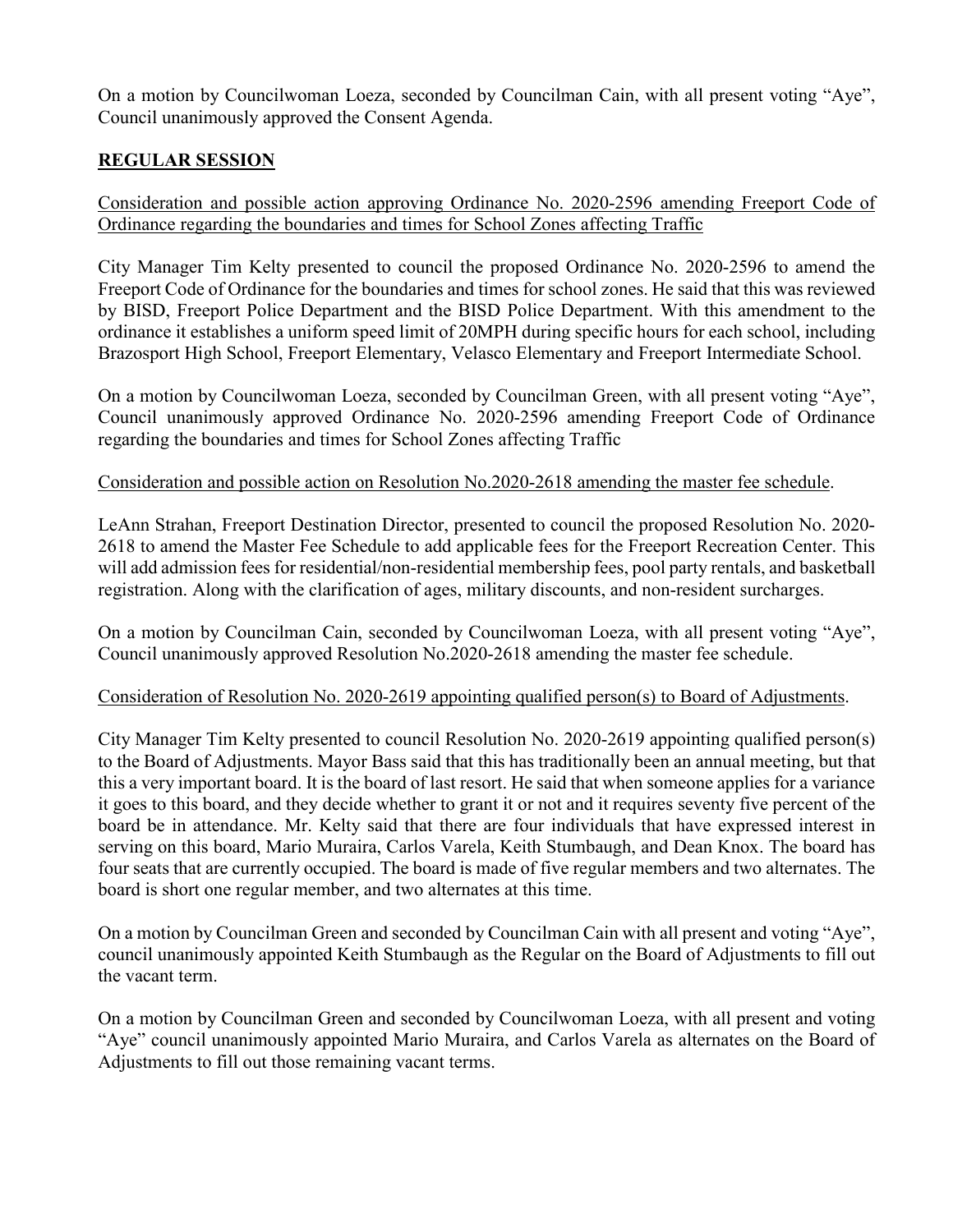On a motion by Councilwoman Loeza, seconded by Councilman Cain, with all present voting "Aye", Council unanimously approved the Consent Agenda.

## **REGULAR SESSION**

Consideration and possible action approving Ordinance No. 2020-2596 amending Freeport Code of Ordinance regarding the boundaries and times for School Zones affecting Traffic

City Manager Tim Kelty presented to council the proposed Ordinance No. 2020-2596 to amend the Freeport Code of Ordinance for the boundaries and times for school zones. He said that this was reviewed by BISD, Freeport Police Department and the BISD Police Department. With this amendment to the ordinance it establishes a uniform speed limit of 20MPH during specific hours for each school, including Brazosport High School, Freeport Elementary, Velasco Elementary and Freeport Intermediate School.

On a motion by Councilwoman Loeza, seconded by Councilman Green, with all present voting "Aye", Council unanimously approved Ordinance No. 2020-2596 amending Freeport Code of Ordinance regarding the boundaries and times for School Zones affecting Traffic

Consideration and possible action on Resolution No.2020-2618 amending the master fee schedule.

LeAnn Strahan, Freeport Destination Director, presented to council the proposed Resolution No. 2020-2618 to amend the Master Fee Schedule to add applicable fees for the Freeport Recreation Center. This will add admission fees for residential/non-residential membership fees, pool party rentals, and basketball registration. Along with the clarification of ages, military discounts, and non-resident surcharges.

On a motion by Councilman Cain, seconded by Councilwoman Loeza, with all present voting "Aye", Council unanimously approved Resolution No.2020-2618 amending the master fee schedule.

Consideration of Resolution No. 2020-2619 appointing qualified person(s) to Board of Adjustments.

City Manager Tim Kelty presented to council Resolution No. 2020-2619 appointing qualified person(s) to the Board of Adjustments. Mayor Bass said that this has traditionally been an annual meeting, but that this a very important board. It is the board of last resort. He said that when someone applies for a variance it goes to this board, and they decide whether to grant it or not and it requires seventy five percent of the board be in attendance. Mr. Kelty said that there are four individuals that have expressed interest in serving on this board, Mario Muraira, Carlos Varela, Keith Stumbaugh, and Dean Knox. The board has four seats that are currently occupied. The board is made of five regular members and two alternates. The board is short one regular member, and two alternates at this time.

On a motion by Councilman Green and seconded by Councilman Cain with all present and voting "Aye", council unanimously appointed Keith Stumbaugh as the Regular on the Board of Adjustments to fill out the vacant term.

On a motion by Councilman Green and seconded by Councilwoman Loeza, with all present and voting "Aye" council unanimously appointed Mario Muraira, and Carlos Varela as alternates on the Board of Adjustments to fill out those remaining vacant terms.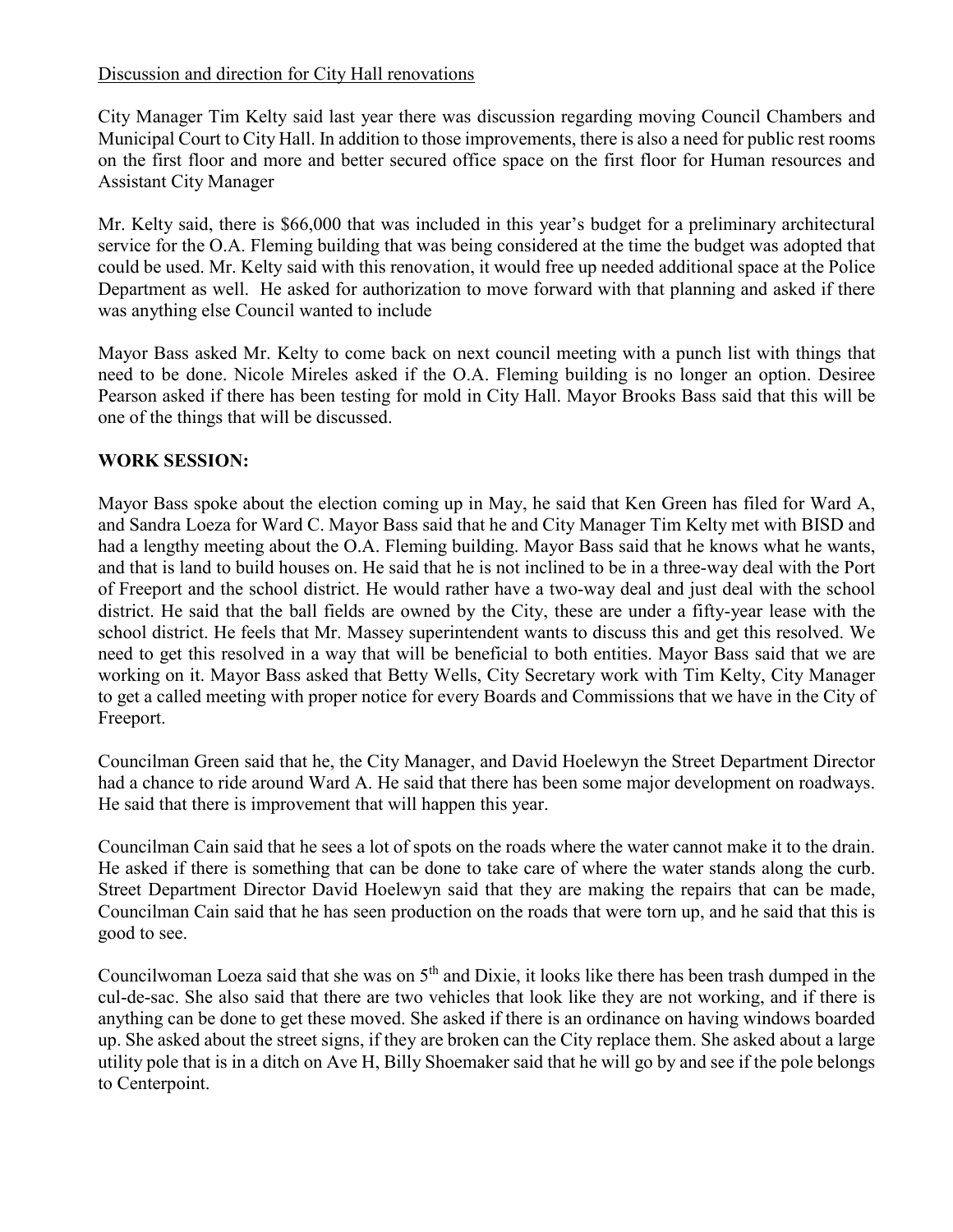Discussion and direction for City Hall renovations

City Manager Tim Kelty said last year there was discussion regarding moving Council Chambers and Municipal Court to City Hall. In addition to those improvements, there is also a need for public rest rooms on the first floor and more and better secured office space on the first floor for Human resources and Assistant City Manager

Mr. Kelty said, there is $66,000 that was included in this year's budget for a preliminary architectural service for the O.A. Fleming building that was being considered at the time the budget was adopted that could be used. Mr. Kelty said with this renovation, it would free up needed additional space at the Police Department as well. He asked for authorization to move forward with that planning and asked if there was anything else Council wanted to include

Mayor Bass asked Mr. Kelty to come back on next council meeting with a punch list with things that need to be done. Nicole Mireles asked if the O.A. Fleming building is no longer an option. Desiree Pearson asked if there has been testing for mold in City Hall. Mayor Brooks Bass said that this will be one of the things that will be discussed.

**WORK SESSION:**

Mayor Bass spoke about the election coming up in May, he said that Ken Green has filed for Ward A, and Sandra Loeza for Ward C. Mayor Bass said that he and City Manager Tim Kelty met with BISD and had a lengthy meeting about the O.A. Fleming building. Mayor Bass said that he knows what he wants, and that is land to build houses on. He said that he is not inclined to be in a three-way deal with the Port of Freeport and the school district. He would rather have a two-way deal and just deal with the school district. He said that the ball fields are owned by the City, these are under a fifty-year lease with the school district. He feels that Mr. Massey superintendent wants to discuss this and get this resolved. We need to get this resolved in a way that will be beneficial to both entities. Mayor Bass said that we are working on it. Mayor Bass asked that Betty Wells, City Secretary work with Tim Kelty, City Manager to get a called meeting with proper notice for every Boards and Commissions that we have in the City of Freeport.

Councilman Green said that he, the City Manager, and David Hoelewyn the Street Department Director had a chance to ride around Ward A. He said that there has been some major development on roadways. He said that there is improvement that will happen this year.

Councilman Cain said that he sees a lot of spots on the roads where the water cannot make it to the drain. He asked if there is something that can be done to take care of where the water stands along the curb. Street Department Director David Hoelewyn said that they are making the repairs that can be made, Councilman Cain said that he has seen production on the roads that were torn up, and he said that this is good to see.

Councilwoman Loeza said that she was on 5th and Dixie, it looks like there has been trash dumped in the cul-de-sac. She also said that there are two vehicles that look like they are not working, and if there is anything can be done to get these moved. She asked if there is an ordinance on having windows boarded up. She asked about the street signs, if they are broken can the City replace them. She asked about a large utility pole that is in a ditch on Ave H, Billy Shoemaker said that he will go by and see if the pole belongs to Centerpoint.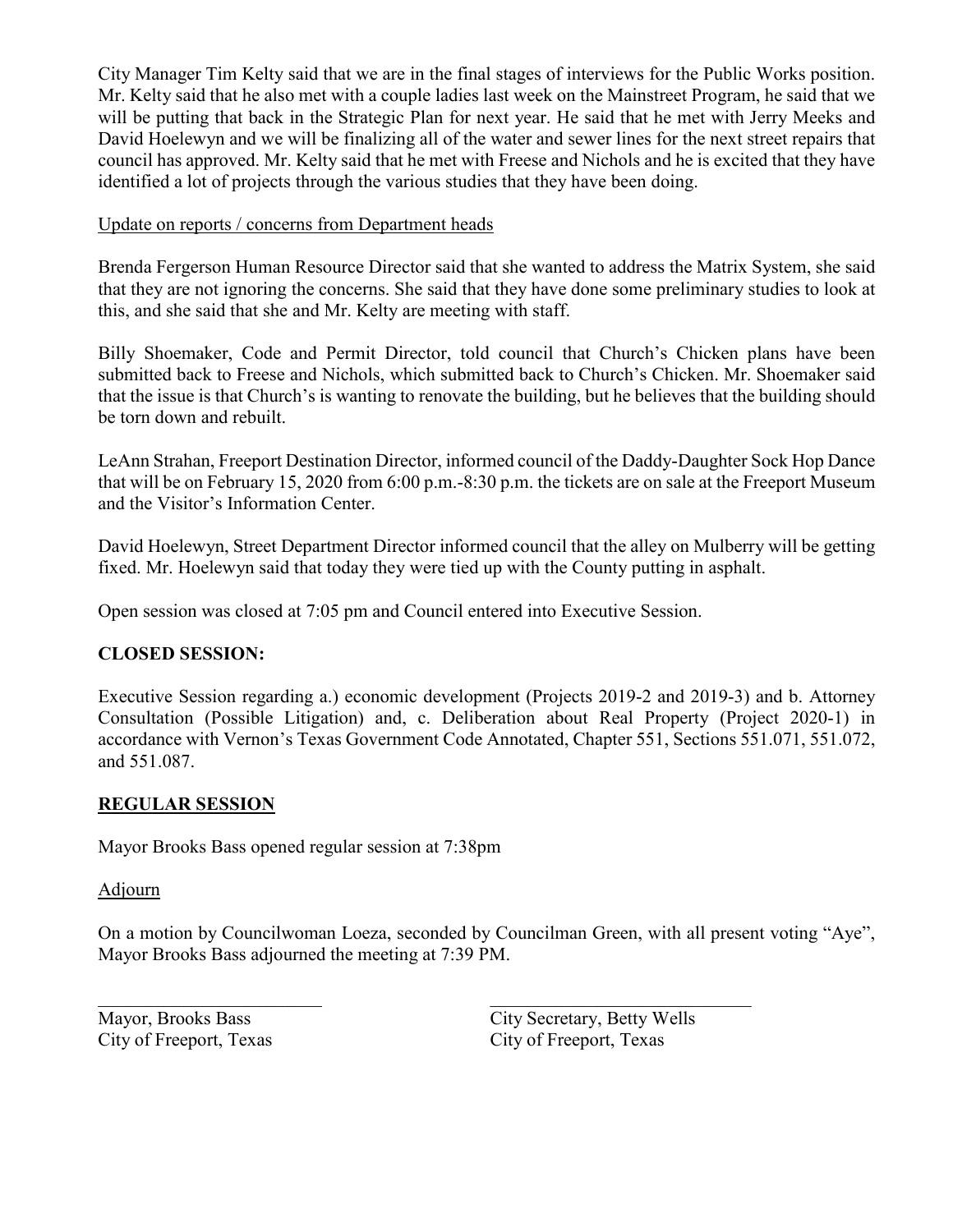City Manager Tim Kelty said that we are in the final stages of interviews for the Public Works position. Mr. Kelty said that he also met with a couple ladies last week on the Mainstreet Program, he said that we will be putting that back in the Strategic Plan for next year. He said that he met with Jerry Meeks and David Hoelewyn and we will be finalizing all of the water and sewer lines for the next street repairs that council has approved. Mr. Kelty said that he met with Freese and Nichols and he is excited that they have identified a lot of projects through the various studies that they have been doing.

Update on reports / concerns from Department heads

Brenda Fergerson Human Resource Director said that she wanted to address the Matrix System, she said that they are not ignoring the concerns. She said that they have done some preliminary studies to look at this, and she said that she and Mr. Kelty are meeting with staff.

Billy Shoemaker, Code and Permit Director, told council that Church's Chicken plans have been submitted back to Freese and Nichols, which submitted back to Church's Chicken. Mr. Shoemaker said that the issue is that Church's is wanting to renovate the building, but he believes that the building should be torn down and rebuilt.

LeAnn Strahan, Freeport Destination Director, informed council of the Daddy-Daughter Sock Hop Dance that will be on February 15, 2020 from 6:00 p.m.-8:30 p.m. the tickets are on sale at the Freeport Museum and the Visitor's Information Center.

David Hoelewyn, Street Department Director informed council that the alley on Mulberry will be getting fixed. Mr. Hoelewyn said that today they were tied up with the County putting in asphalt.

Open session was closed at 7:05 pm and Council entered into Executive Session.

**CLOSED SESSION:**

Executive Session regarding a.) economic development (Projects 2019-2 and 2019-3) and b. Attorney Consultation (Possible Litigation) and, c. Deliberation about Real Property (Project 2020-1) in accordance with Vernon's Texas Government Code Annotated, Chapter 551, Sections 551.071, 551.072, and 551.087.

**REGULAR SESSION**

Mayor Brooks Bass opened regular session at 7:38pm

Adjourn

On a motion by Councilwoman Loeza, seconded by Councilman Green, with all present voting "Aye", Mayor Brooks Bass adjourned the meeting at 7:39 PM.

______________________
Mayor, Brooks Bass
City of Freeport, Texas

______________________
City Secretary, Betty Wells
City of Freeport, Texas